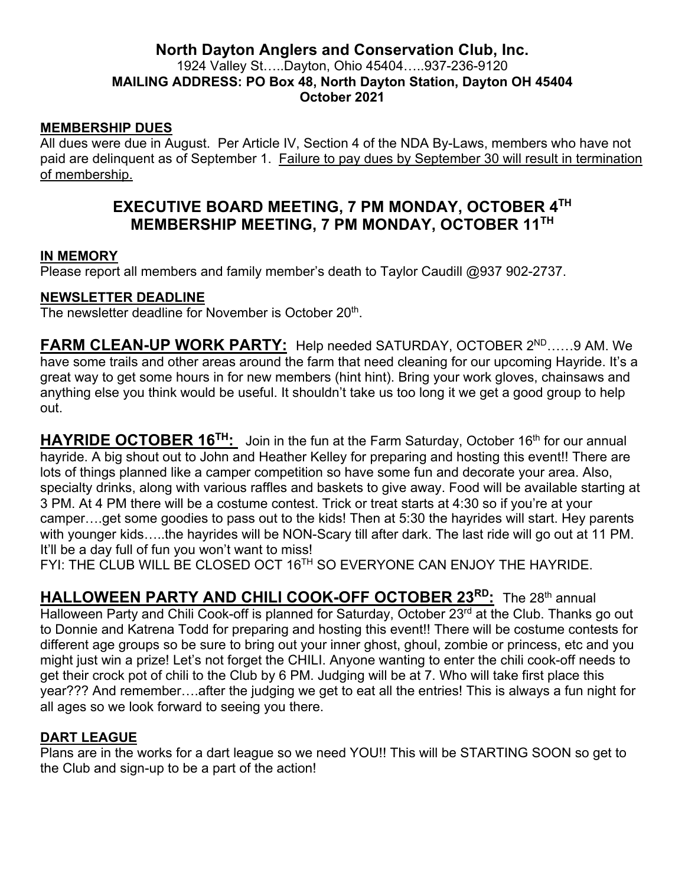# North Dayton Anglers and Conservation Club, Inc.

1924 Valley St…..Dayton, Ohio 45404…..937-236-9120

**MAILING ADDRESS: PO Box 48, North Dayton Station, Dayton OH 45404**

**October 2021**

## MEMBERSHIP DUES

All dues were due in August. Per Article IV, Section 4 of the NDA By-Laws, members who have not paid are delinquent as of September 1. <u>Failure to pay dues by September 30 will result in termination of membership.</u>

## EXECUTIVE BOARD MEETING, 7 PM MONDAY, OCTOBER 4TH
## MEMBERSHIP MEETING, 7 PM MONDAY, OCTOBER 11TH

## IN MEMORY

Please report all members and family member's death to Taylor Caudill @937 902-2737.

## NEWSLETTER DEADLINE

The newsletter deadline for November is October 20th.

**FARM CLEAN-UP WORK PARTY:** Help needed SATURDAY, OCTOBER 2ND……9 AM. We have some trails and other areas around the farm that need cleaning for our upcoming Hayride. It's a great way to get some hours in for new members (hint hint). Bring your work gloves, chainsaws and anything else you think would be useful. It shouldn't take us too long it we get a good group to help out.

**HAYRIDE OCTOBER 16TH:** Join in the fun at the Farm Saturday, October 16th for our annual hayride. A big shout out to John and Heather Kelley for preparing and hosting this event!! There are lots of things planned like a camper competition so have some fun and decorate your area. Also, specialty drinks, along with various raffles and baskets to give away. Food will be available starting at 3 PM. At 4 PM there will be a costume contest. Trick or treat starts at 4:30 so if you're at your camper….get some goodies to pass out to the kids! Then at 5:30 the hayrides will start. Hey parents with younger kids…..the hayrides will be NON-Scary till after dark. The last ride will go out at 11 PM. It'll be a day full of fun you won't want to miss!

FYI: THE CLUB WILL BE CLOSED OCT 16TH SO EVERYONE CAN ENJOY THE HAYRIDE.

**HALLOWEEN PARTY AND CHILI COOK-OFF OCTOBER 23RD:** The 28th annual Halloween Party and Chili Cook-off is planned for Saturday, October 23rd at the Club. Thanks go out to Donnie and Katrena Todd for preparing and hosting this event!! There will be costume contests for different age groups so be sure to bring out your inner ghost, ghoul, zombie or princess, etc and you might just win a prize! Let's not forget the CHILI. Anyone wanting to enter the chili cook-off needs to get their crock pot of chili to the Club by 6 PM. Judging will be at 7. Who will take first place this year??? And remember….after the judging we get to eat all the entries! This is always a fun night for all ages so we look forward to seeing you there.

## DART LEAGUE

Plans are in the works for a dart league so we need YOU!! This will be STARTING SOON so get to the Club and sign-up to be a part of the action!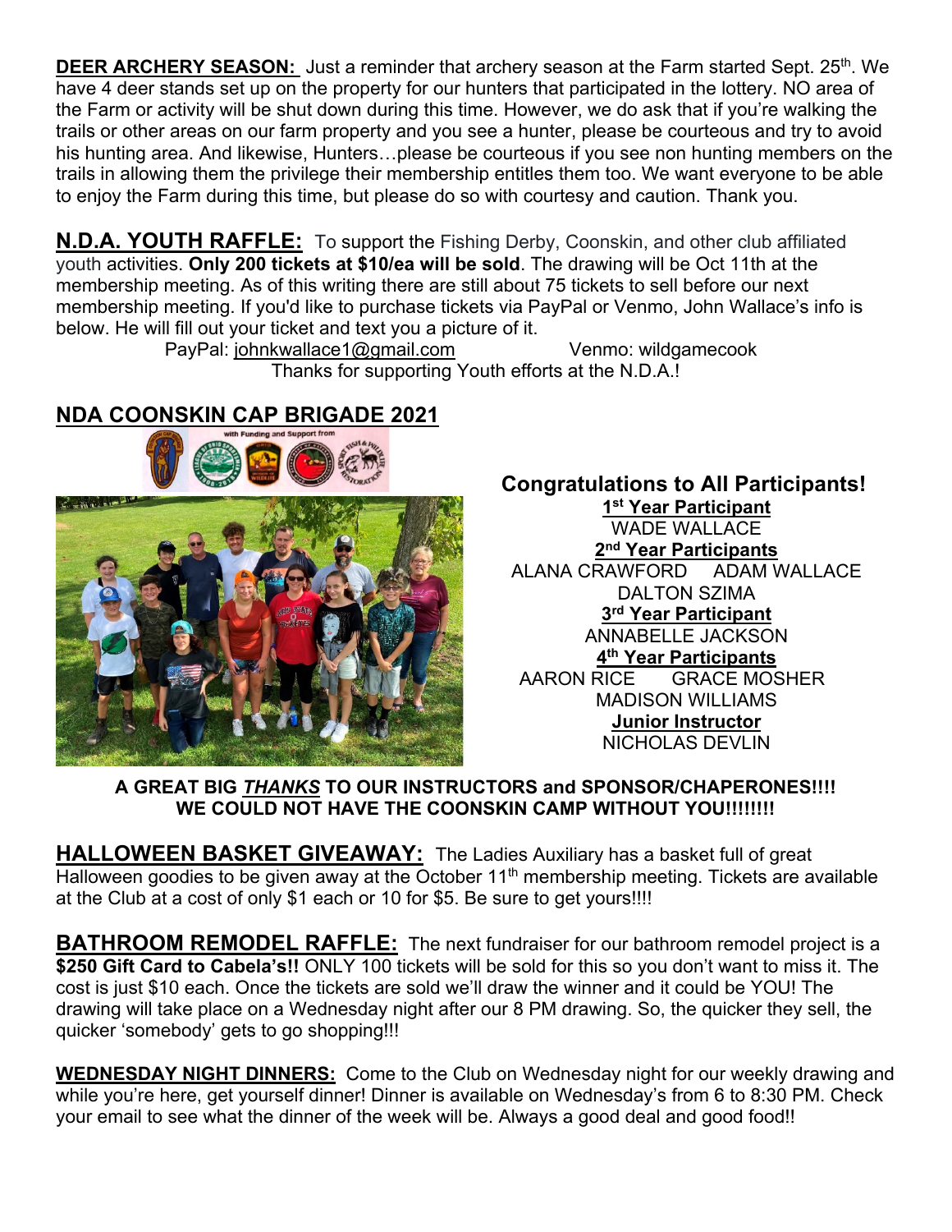**DEER ARCHERY SEASON:** Just a reminder that archery season at the Farm started Sept. 25th. We have 4 deer stands set up on the property for our hunters that participated in the lottery. NO area of the Farm or activity will be shut down during this time. However, we do ask that if you're walking the trails or other areas on our farm property and you see a hunter, please be courteous and try to avoid his hunting area. And likewise, Hunters…please be courteous if you see non hunting members on the trails in allowing them the privilege their membership entitles them too. We want everyone to be able to enjoy the Farm during this time, but please do so with courtesy and caution. Thank you.

## N.D.A. YOUTH RAFFLE:

To support the Fishing Derby, Coonskin, and other club affiliated youth activities. **Only 200 tickets at $10/ea will be sold**. The drawing will be Oct 11th at the membership meeting. As of this writing there are still about 75 tickets to sell before our next membership meeting. If you'd like to purchase tickets via PayPal or Venmo, John Wallace's info is below. He will fill out your ticket and text you a picture of it.

PayPal: johnkwallace1@gmail.com    Venmo: wildgamecook

Thanks for supporting Youth efforts at the N.D.A.!

## NDA COONSKIN CAP BRIGADE 2021

with Funding and Support from

**Congratulations to All Participants!**

**1st Year Participant**
WADE WALLACE

**2nd Year Participants**
ALANA CRAWFORD    ADAM WALLACE
DALTON SZIMA

**3rd Year Participant**
ANNABELLE JACKSON

**4th Year Participants**
AARON RICE    GRACE MOSHER
MADISON WILLIAMS

**Junior Instructor**
NICHOLAS DEVLIN

**A GREAT BIG *THANKS* TO OUR INSTRUCTORS and SPONSOR/CHAPERONES!!!!**
**WE COULD NOT HAVE THE COONSKIN CAMP WITHOUT YOU!!!!!!!!**

## HALLOWEEN BASKET GIVEAWAY:

The Ladies Auxiliary has a basket full of great Halloween goodies to be given away at the October 11th membership meeting. Tickets are available at the Club at a cost of only $1 each or 10 for $5. Be sure to get yours!!!!

## BATHROOM REMODEL RAFFLE:

The next fundraiser for our bathroom remodel project is a **$250 Gift Card to Cabela's!!** ONLY 100 tickets will be sold for this so you don't want to miss it. The cost is just $10 each. Once the tickets are sold we'll draw the winner and it could be YOU! The drawing will take place on a Wednesday night after our 8 PM drawing. So, the quicker they sell, the quicker 'somebody' gets to go shopping!!!

**WEDNESDAY NIGHT DINNERS:** Come to the Club on Wednesday night for our weekly drawing and while you're here, get yourself dinner! Dinner is available on Wednesday's from 6 to 8:30 PM. Check your email to see what the dinner of the week will be. Always a good deal and good food!!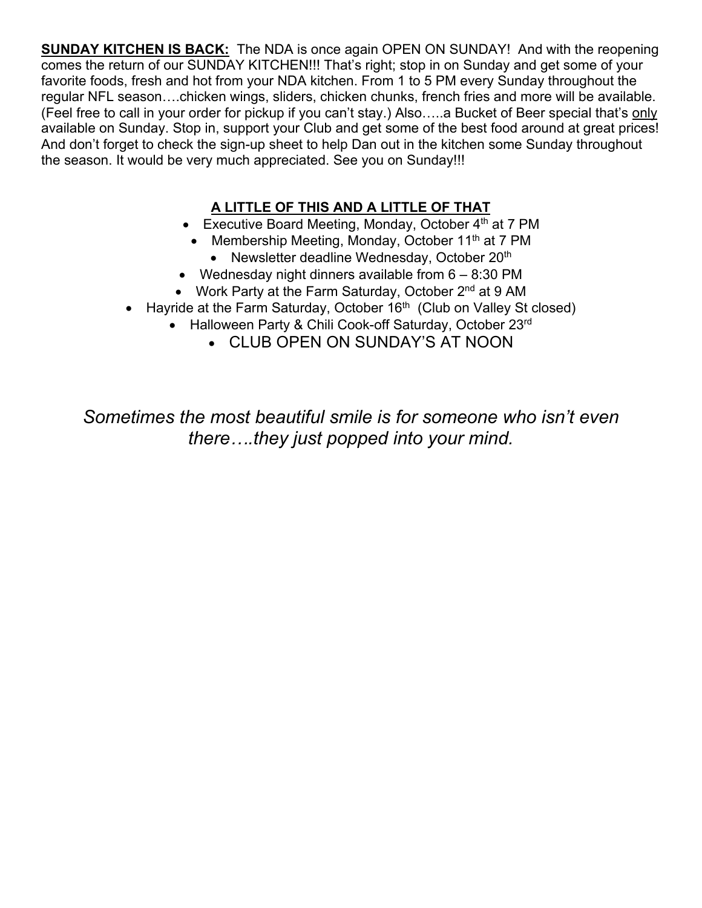**SUNDAY KITCHEN IS BACK:** The NDA is once again OPEN ON SUNDAY! And with the reopening comes the return of our SUNDAY KITCHEN!!! That's right; stop in on Sunday and get some of your favorite foods, fresh and hot from your NDA kitchen. From 1 to 5 PM every Sunday throughout the regular NFL season….chicken wings, sliders, chicken chunks, french fries and more will be available. (Feel free to call in your order for pickup if you can't stay.) Also…..a Bucket of Beer special that's only available on Sunday. Stop in, support your Club and get some of the best food around at great prices! And don't forget to check the sign-up sheet to help Dan out in the kitchen some Sunday throughout the season. It would be very much appreciated. See you on Sunday!!!

## A LITTLE OF THIS AND A LITTLE OF THAT

- Executive Board Meeting, Monday, October 4th at 7 PM
- Membership Meeting, Monday, October 11th at 7 PM
- Newsletter deadline Wednesday, October 20th
- Wednesday night dinners available from 6 – 8:30 PM
- Work Party at the Farm Saturday, October 2nd at 9 AM
- Hayride at the Farm Saturday, October 16th (Club on Valley St closed)
- Halloween Party & Chili Cook-off Saturday, October 23rd
- CLUB OPEN ON SUNDAY'S AT NOON

*Sometimes the most beautiful smile is for someone who isn't even there….they just popped into your mind.*